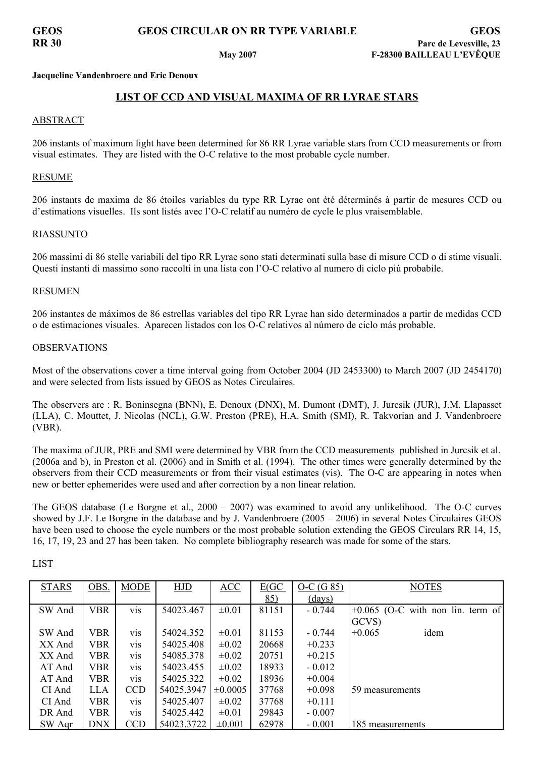GEOS
RR 30

# GEOS CIRCULAR ON RR TYPE VARIABLE

May 2007

GEOS
Parc de Levesville, 23
F-28300 BAILLEAU L'EVÊQUE

**Jacqueline Vandenbroere and Eric Denoux**

## LIST OF CCD AND VISUAL MAXIMA OF RR LYRAE STARS

### ABSTRACT

206 instants of maximum light have been determined for 86 RR Lyrae variable stars from CCD measurements or from visual estimates. They are listed with the O-C relative to the most probable cycle number.

### RESUME

206 instants de maxima de 86 étoiles variables du type RR Lyrae ont été déterminés à partir de mesures CCD ou d'estimations visuelles. Ils sont listés avec l'O-C relatif au numéro de cycle le plus vraisemblable.

### RIASSUNTO

206 massimi di 86 stelle variabili del tipo RR Lyrae sono stati determinati sulla base di misure CCD o di stime visuali. Questi instanti di massimo sono raccolti in una lista con l'O-C relativo al numero di ciclo piú probabile.

### RESUMEN

206 instantes de máximos de 86 estrellas variables del tipo RR Lyrae han sido determinados a partir de medidas CCD o de estimaciones visuales. Aparecen listados con los O-C relativos al número de ciclo más probable.

### OBSERVATIONS

Most of the observations cover a time interval going from October 2004 (JD 2453300) to March 2007 (JD 2454170) and were selected from lists issued by GEOS as Notes Circulaires.

The observers are : R. Boninsegna (BNN), E. Denoux (DNX), M. Dumont (DMT), J. Jurcsik (JUR), J.M. Llapasset (LLA), C. Mouttet, J. Nicolas (NCL), G.W. Preston (PRE), H.A. Smith (SMI), R. Takvorian and J. Vandenbroere (VBR).

The maxima of JUR, PRE and SMI were determined by VBR from the CCD measurements published in Jurcsik et al. (2006a and b), in Preston et al. (2006) and in Smith et al. (1994). The other times were generally determined by the observers from their CCD measurements or from their visual estimates (vis). The O-C are appearing in notes when new or better ephemerides were used and after correction by a non linear relation.

The GEOS database (Le Borgne et al., 2000 – 2007) was examined to avoid any unlikelihood. The O-C curves showed by J.F. Le Borgne in the database and by J. Vandenbroere (2005 – 2006) in several Notes Circulaires GEOS have been used to choose the cycle numbers or the most probable solution extending the GEOS Circulars RR 14, 15, 16, 17, 19, 23 and 27 has been taken. No complete bibliography research was made for some of the stars.

### LIST

| STARS | OBS. | MODE | HJD | ACC | E(GC 85) | O-C (G 85) (days) | NOTES |
|---|---|---|---|---|---|---|---|
| SW And | VBR | vis | 54023.467 | ±0.01 | 81151 | - 0.744 | +0.065 (O-C with non lin. term of GCVS) |
| SW And | VBR | vis | 54024.352 | ±0.01 | 81153 | - 0.744 | +0.065 idem |
| XX And | VBR | vis | 54025.408 | ±0.02 | 20668 | +0.233 | |
| XX And | VBR | vis | 54085.378 | ±0.02 | 20751 | +0.215 | |
| AT And | VBR | vis | 54023.455 | ±0.02 | 18933 | - 0.012 | |
| AT And | VBR | vis | 54025.322 | ±0.02 | 18936 | +0.004 | |
| CI And | LLA | CCD | 54025.3947 | ±0.0005 | 37768 | +0.098 | 59 measurements |
| CI And | VBR | vis | 54025.407 | ±0.02 | 37768 | +0.111 | |
| DR And | VBR | vis | 54025.442 | ±0.01 | 29843 | - 0.007 | |
| SW Aqr | DNX | CCD | 54023.3722 | ±0.001 | 62978 | - 0.001 | 185 measurements |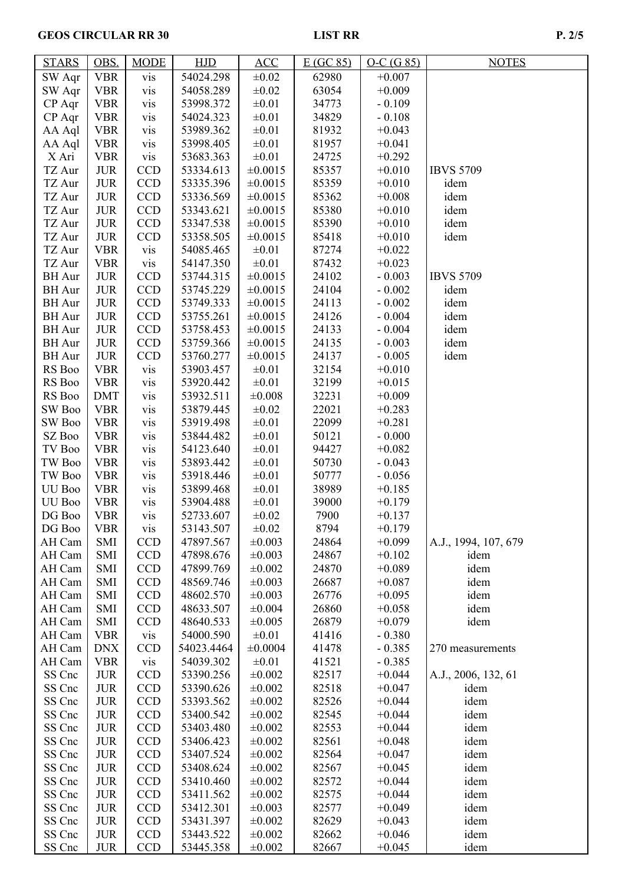| STARS | OBS. | MODE | HJD | ACC | E (GC 85) | O-C (G 85) | NOTES |
|---|---|---|---|---|---|---|---|
| SW Aqr | VBR | vis | 54024.298 | ±0.02 | 62980 | +0.007 | |
| SW Aqr | VBR | vis | 54058.289 | ±0.02 | 63054 | +0.009 | |
| CP Aqr | VBR | vis | 53998.372 | ±0.01 | 34773 | - 0.109 | |
| CP Aqr | VBR | vis | 54024.323 | ±0.01 | 34829 | - 0.108 | |
| AA Aql | VBR | vis | 53989.362 | ±0.01 | 81932 | +0.043 | |
| AA Aql | VBR | vis | 53998.405 | ±0.01 | 81957 | +0.041 | |
| X Ari | VBR | vis | 53683.363 | ±0.01 | 24725 | +0.292 | |
| TZ Aur | JUR | CCD | 53334.613 | ±0.0015 | 85357 | +0.010 | IBVS 5709 |
| TZ Aur | JUR | CCD | 53335.396 | ±0.0015 | 85359 | +0.010 | idem |
| TZ Aur | JUR | CCD | 53336.569 | ±0.0015 | 85362 | +0.008 | idem |
| TZ Aur | JUR | CCD | 53343.621 | ±0.0015 | 85380 | +0.010 | idem |
| TZ Aur | JUR | CCD | 53347.538 | ±0.0015 | 85390 | +0.010 | idem |
| TZ Aur | JUR | CCD | 53358.505 | ±0.0015 | 85418 | +0.010 | idem |
| TZ Aur | VBR | vis | 54085.465 | ±0.01 | 87274 | +0.022 | |
| TZ Aur | VBR | vis | 54147.350 | ±0.01 | 87432 | +0.023 | |
| BH Aur | JUR | CCD | 53744.315 | ±0.0015 | 24102 | - 0.003 | IBVS 5709 |
| BH Aur | JUR | CCD | 53745.229 | ±0.0015 | 24104 | - 0.002 | idem |
| BH Aur | JUR | CCD | 53749.333 | ±0.0015 | 24113 | - 0.002 | idem |
| BH Aur | JUR | CCD | 53755.261 | ±0.0015 | 24126 | - 0.004 | idem |
| BH Aur | JUR | CCD | 53758.453 | ±0.0015 | 24133 | - 0.004 | idem |
| BH Aur | JUR | CCD | 53759.366 | ±0.0015 | 24135 | - 0.003 | idem |
| BH Aur | JUR | CCD | 53760.277 | ±0.0015 | 24137 | - 0.005 | idem |
| RS Boo | VBR | vis | 53903.457 | ±0.01 | 32154 | +0.010 | |
| RS Boo | VBR | vis | 53920.442 | ±0.01 | 32199 | +0.015 | |
| RS Boo | DMT | vis | 53932.511 | ±0.008 | 32231 | +0.009 | |
| SW Boo | VBR | vis | 53879.445 | ±0.02 | 22021 | +0.283 | |
| SW Boo | VBR | vis | 53919.498 | ±0.01 | 22099 | +0.281 | |
| SZ Boo | VBR | vis | 53844.482 | ±0.01 | 50121 | - 0.000 | |
| TV Boo | VBR | vis | 54123.640 | ±0.01 | 94427 | +0.082 | |
| TW Boo | VBR | vis | 53893.442 | ±0.01 | 50730 | - 0.043 | |
| TW Boo | VBR | vis | 53918.446 | ±0.01 | 50777 | - 0.056 | |
| UU Boo | VBR | vis | 53899.468 | ±0.01 | 38989 | +0.185 | |
| UU Boo | VBR | vis | 53904.488 | ±0.01 | 39000 | +0.179 | |
| DG Boo | VBR | vis | 52733.607 | ±0.02 | 7900 | +0.137 | |
| DG Boo | VBR | vis | 53143.507 | ±0.02 | 8794 | +0.179 | |
| AH Cam | SMI | CCD | 47897.567 | ±0.003 | 24864 | +0.099 | A.J., 1994, 107, 679 |
| AH Cam | SMI | CCD | 47898.676 | ±0.003 | 24867 | +0.102 | idem |
| AH Cam | SMI | CCD | 47899.769 | ±0.002 | 24870 | +0.089 | idem |
| AH Cam | SMI | CCD | 48569.746 | ±0.003 | 26687 | +0.087 | idem |
| AH Cam | SMI | CCD | 48602.570 | ±0.003 | 26776 | +0.095 | idem |
| AH Cam | SMI | CCD | 48633.507 | ±0.004 | 26860 | +0.058 | idem |
| AH Cam | SMI | CCD | 48640.533 | ±0.005 | 26879 | +0.079 | idem |
| AH Cam | VBR | vis | 54000.590 | ±0.01 | 41416 | - 0.380 | |
| AH Cam | DNX | CCD | 54023.4464 | ±0.0004 | 41478 | - 0.385 | 270 measurements |
| AH Cam | VBR | vis | 54039.302 | ±0.01 | 41521 | - 0.385 | |
| SS Cnc | JUR | CCD | 53390.256 | ±0.002 | 82517 | +0.044 | A.J., 2006, 132, 61 |
| SS Cnc | JUR | CCD | 53390.626 | ±0.002 | 82518 | +0.047 | idem |
| SS Cnc | JUR | CCD | 53393.562 | ±0.002 | 82526 | +0.044 | idem |
| SS Cnc | JUR | CCD | 53400.542 | ±0.002 | 82545 | +0.044 | idem |
| SS Cnc | JUR | CCD | 53403.480 | ±0.002 | 82553 | +0.044 | idem |
| SS Cnc | JUR | CCD | 53406.423 | ±0.002 | 82561 | +0.048 | idem |
| SS Cnc | JUR | CCD | 53407.524 | ±0.002 | 82564 | +0.047 | idem |
| SS Cnc | JUR | CCD | 53408.624 | ±0.002 | 82567 | +0.045 | idem |
| SS Cnc | JUR | CCD | 53410.460 | ±0.002 | 82572 | +0.044 | idem |
| SS Cnc | JUR | CCD | 53411.562 | ±0.002 | 82575 | +0.044 | idem |
| SS Cnc | JUR | CCD | 53412.301 | ±0.003 | 82577 | +0.049 | idem |
| SS Cnc | JUR | CCD | 53431.397 | ±0.002 | 82629 | +0.043 | idem |
| SS Cnc | JUR | CCD | 53443.522 | ±0.002 | 82662 | +0.046 | idem |
| SS Cnc | JUR | CCD | 53445.358 | ±0.002 | 82667 | +0.045 | idem |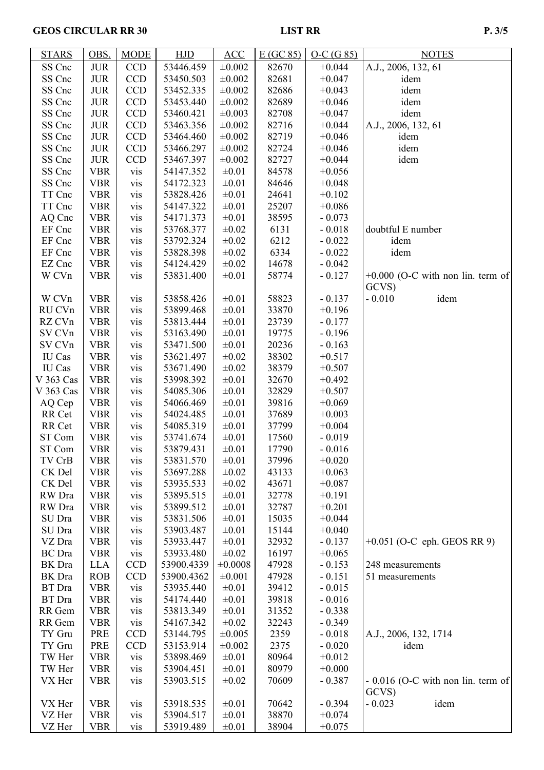| STARS | OBS. | MODE | HJD | ACC | E (GC 85) | O-C (G 85) | NOTES |
|---|---|---|---|---|---|---|---|
| SS Cnc | JUR | CCD | 53446.459 | ±0.002 | 82670 | +0.044 | A.J., 2006, 132, 61 |
| SS Cnc | JUR | CCD | 53450.503 | ±0.002 | 82681 | +0.047 | idem |
| SS Cnc | JUR | CCD | 53452.335 | ±0.002 | 82686 | +0.043 | idem |
| SS Cnc | JUR | CCD | 53453.440 | ±0.002 | 82689 | +0.046 | idem |
| SS Cnc | JUR | CCD | 53460.421 | ±0.003 | 82708 | +0.047 | idem |
| SS Cnc | JUR | CCD | 53463.356 | ±0.002 | 82716 | +0.044 | A.J., 2006, 132, 61 |
| SS Cnc | JUR | CCD | 53464.460 | ±0.002 | 82719 | +0.046 | idem |
| SS Cnc | JUR | CCD | 53466.297 | ±0.002 | 82724 | +0.046 | idem |
| SS Cnc | JUR | CCD | 53467.397 | ±0.002 | 82727 | +0.044 | idem |
| SS Cnc | VBR | vis | 54147.352 | ±0.01 | 84578 | +0.056 | |
| SS Cnc | VBR | vis | 54172.323 | ±0.01 | 84646 | +0.048 | |
| TT Cnc | VBR | vis | 53828.426 | ±0.01 | 24641 | +0.102 | |
| TT Cnc | VBR | vis | 54147.322 | ±0.01 | 25207 | +0.086 | |
| AQ Cnc | VBR | vis | 54171.373 | ±0.01 | 38595 | - 0.073 | |
| EF Cnc | VBR | vis | 53768.377 | ±0.02 | 6131 | - 0.018 | doubtful E number |
| EF Cnc | VBR | vis | 53792.324 | ±0.02 | 6212 | - 0.022 | idem |
| EF Cnc | VBR | vis | 53828.398 | ±0.02 | 6334 | - 0.022 | idem |
| EZ Cnc | VBR | vis | 54124.429 | ±0.02 | 14678 | - 0.042 | |
| W CVn | VBR | vis | 53831.400 | ±0.01 | 58774 | - 0.127 | +0.000 (O-C with non lin. term of GCVS) |
| W CVn | VBR | vis | 53858.426 | ±0.01 | 58823 | - 0.137 | - 0.010 idem |
| RU CVn | VBR | vis | 53899.468 | ±0.01 | 33870 | +0.196 | |
| RZ CVn | VBR | vis | 53813.444 | ±0.01 | 23739 | - 0.177 | |
| SV CVn | VBR | vis | 53163.490 | ±0.01 | 19775 | - 0.196 | |
| SV CVn | VBR | vis | 53471.500 | ±0.01 | 20236 | - 0.163 | |
| IU Cas | VBR | vis | 53621.497 | ±0.02 | 38302 | +0.517 | |
| IU Cas | VBR | vis | 53671.490 | ±0.02 | 38379 | +0.507 | |
| V 363 Cas | VBR | vis | 53998.392 | ±0.01 | 32670 | +0.492 | |
| V 363 Cas | VBR | vis | 54085.306 | ±0.01 | 32829 | +0.507 | |
| AQ Cep | VBR | vis | 54066.469 | ±0.01 | 39816 | +0.069 | |
| RR Cet | VBR | vis | 54024.485 | ±0.01 | 37689 | +0.003 | |
| RR Cet | VBR | vis | 54085.319 | ±0.01 | 37799 | +0.004 | |
| ST Com | VBR | vis | 53741.674 | ±0.01 | 17560 | - 0.019 | |
| ST Com | VBR | vis | 53879.431 | ±0.01 | 17790 | - 0.016 | |
| TV CrB | VBR | vis | 53831.570 | ±0.01 | 37996 | +0.020 | |
| CK Del | VBR | vis | 53697.288 | ±0.02 | 43133 | +0.063 | |
| CK Del | VBR | vis | 53935.533 | ±0.02 | 43671 | +0.087 | |
| RW Dra | VBR | vis | 53895.515 | ±0.01 | 32778 | +0.191 | |
| RW Dra | VBR | vis | 53899.512 | ±0.01 | 32787 | +0.201 | |
| SU Dra | VBR | vis | 53831.506 | ±0.01 | 15035 | +0.044 | |
| SU Dra | VBR | vis | 53903.487 | ±0.01 | 15144 | +0.040 | |
| VZ Dra | VBR | vis | 53933.447 | ±0.01 | 32932 | - 0.137 | +0.051 (O-C eph. GEOS RR 9) |
| BC Dra | VBR | vis | 53933.480 | ±0.02 | 16197 | +0.065 | |
| BK Dra | LLA | CCD | 53900.4339 | ±0.0008 | 47928 | - 0.153 | 248 measurements |
| BK Dra | ROB | CCD | 53900.4362 | ±0.001 | 47928 | - 0.151 | 51 measurements |
| BT Dra | VBR | vis | 53935.440 | ±0.01 | 39412 | - 0.015 | |
| BT Dra | VBR | vis | 54174.440 | ±0.01 | 39818 | - 0.016 | |
| RR Gem | VBR | vis | 53813.349 | ±0.01 | 31352 | - 0.338 | |
| RR Gem | VBR | vis | 54167.342 | ±0.02 | 32243 | - 0.349 | |
| TY Gru | PRE | CCD | 53144.795 | ±0.005 | 2359 | - 0.018 | A.J., 2006, 132, 1714 |
| TY Gru | PRE | CCD | 53153.914 | ±0.002 | 2375 | - 0.020 | idem |
| TW Her | VBR | vis | 53898.469 | ±0.01 | 80964 | +0.012 | |
| TW Her | VBR | vis | 53904.451 | ±0.01 | 80979 | +0.000 | |
| VX Her | VBR | vis | 53903.515 | ±0.02 | 70609 | - 0.387 | - 0.016 (O-C with non lin. term of GCVS) |
| VX Her | VBR | vis | 53918.535 | ±0.01 | 70642 | - 0.394 | - 0.023 idem |
| VZ Her | VBR | vis | 53904.517 | ±0.01 | 38870 | +0.074 | |
| VZ Her | VBR | vis | 53919.489 | ±0.01 | 38904 | +0.075 | |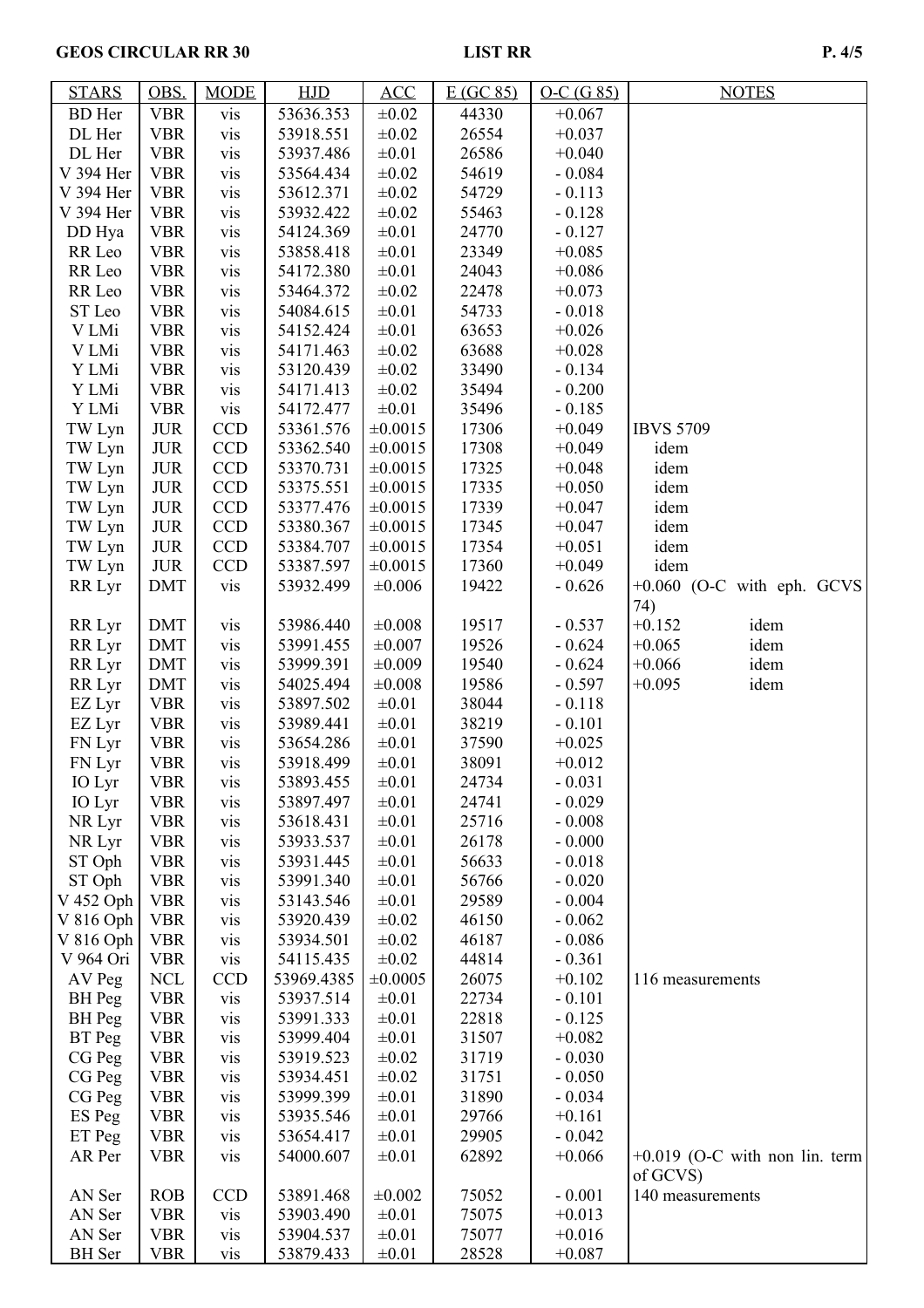| STARS | OBS. | MODE | HJD | ACC | E (GC 85) | O-C (G 85) | NOTES |
|---|---|---|---|---|---|---|---|
| BD Her | VBR | vis | 53636.353 | ±0.02 | 44330 | +0.067 | |
| DL Her | VBR | vis | 53918.551 | ±0.02 | 26554 | +0.037 | |
| DL Her | VBR | vis | 53937.486 | ±0.01 | 26586 | +0.040 | |
| V 394 Her | VBR | vis | 53564.434 | ±0.02 | 54619 | - 0.084 | |
| V 394 Her | VBR | vis | 53612.371 | ±0.02 | 54729 | - 0.113 | |
| V 394 Her | VBR | vis | 53932.422 | ±0.02 | 55463 | - 0.128 | |
| DD Hya | VBR | vis | 54124.369 | ±0.01 | 24770 | - 0.127 | |
| RR Leo | VBR | vis | 53858.418 | ±0.01 | 23349 | +0.085 | |
| RR Leo | VBR | vis | 54172.380 | ±0.01 | 24043 | +0.086 | |
| RR Leo | VBR | vis | 53464.372 | ±0.02 | 22478 | +0.073 | |
| ST Leo | VBR | vis | 54084.615 | ±0.01 | 54733 | - 0.018 | |
| V LMi | VBR | vis | 54152.424 | ±0.01 | 63653 | +0.026 | |
| V LMi | VBR | vis | 54171.463 | ±0.02 | 63688 | +0.028 | |
| Y LMi | VBR | vis | 53120.439 | ±0.02 | 33490 | - 0.134 | |
| Y LMi | VBR | vis | 54171.413 | ±0.02 | 35494 | - 0.200 | |
| Y LMi | VBR | vis | 54172.477 | ±0.01 | 35496 | - 0.185 | |
| TW Lyn | JUR | CCD | 53361.576 | ±0.0015 | 17306 | +0.049 | IBVS 5709 |
| TW Lyn | JUR | CCD | 53362.540 | ±0.0015 | 17308 | +0.049 | idem |
| TW Lyn | JUR | CCD | 53370.731 | ±0.0015 | 17325 | +0.048 | idem |
| TW Lyn | JUR | CCD | 53375.551 | ±0.0015 | 17335 | +0.050 | idem |
| TW Lyn | JUR | CCD | 53377.476 | ±0.0015 | 17339 | +0.047 | idem |
| TW Lyn | JUR | CCD | 53380.367 | ±0.0015 | 17345 | +0.047 | idem |
| TW Lyn | JUR | CCD | 53384.707 | ±0.0015 | 17354 | +0.051 | idem |
| TW Lyn | JUR | CCD | 53387.597 | ±0.0015 | 17360 | +0.049 | idem |
| RR Lyr | DMT | vis | 53932.499 | ±0.006 | 19422 | - 0.626 | +0.060 (O-C with eph. GCVS 74) |
| RR Lyr | DMT | vis | 53986.440 | ±0.008 | 19517 | - 0.537 | +0.152 idem |
| RR Lyr | DMT | vis | 53991.455 | ±0.007 | 19526 | - 0.624 | +0.065 idem |
| RR Lyr | DMT | vis | 53999.391 | ±0.009 | 19540 | - 0.624 | +0.066 idem |
| RR Lyr | DMT | vis | 54025.494 | ±0.008 | 19586 | - 0.597 | +0.095 idem |
| EZ Lyr | VBR | vis | 53897.502 | ±0.01 | 38044 | - 0.118 | |
| EZ Lyr | VBR | vis | 53989.441 | ±0.01 | 38219 | - 0.101 | |
| FN Lyr | VBR | vis | 53654.286 | ±0.01 | 37590 | +0.025 | |
| FN Lyr | VBR | vis | 53918.499 | ±0.01 | 38091 | +0.012 | |
| IO Lyr | VBR | vis | 53893.455 | ±0.01 | 24734 | - 0.031 | |
| IO Lyr | VBR | vis | 53897.497 | ±0.01 | 24741 | - 0.029 | |
| NR Lyr | VBR | vis | 53618.431 | ±0.01 | 25716 | - 0.008 | |
| NR Lyr | VBR | vis | 53933.537 | ±0.01 | 26178 | - 0.000 | |
| ST Oph | VBR | vis | 53931.445 | ±0.01 | 56633 | - 0.018 | |
| ST Oph | VBR | vis | 53991.340 | ±0.01 | 56766 | - 0.020 | |
| V 452 Oph | VBR | vis | 53143.546 | ±0.01 | 29589 | - 0.004 | |
| V 816 Oph | VBR | vis | 53920.439 | ±0.02 | 46150 | - 0.062 | |
| V 816 Oph | VBR | vis | 53934.501 | ±0.02 | 46187 | - 0.086 | |
| V 964 Ori | VBR | vis | 54115.435 | ±0.02 | 44814 | - 0.361 | |
| AV Peg | NCL | CCD | 53969.4385 | ±0.0005 | 26075 | +0.102 | 116 measurements |
| BH Peg | VBR | vis | 53937.514 | ±0.01 | 22734 | - 0.101 | |
| BH Peg | VBR | vis | 53991.333 | ±0.01 | 22818 | - 0.125 | |
| BT Peg | VBR | vis | 53999.404 | ±0.01 | 31507 | +0.082 | |
| CG Peg | VBR | vis | 53919.523 | ±0.02 | 31719 | - 0.030 | |
| CG Peg | VBR | vis | 53934.451 | ±0.02 | 31751 | - 0.050 | |
| CG Peg | VBR | vis | 53999.399 | ±0.01 | 31890 | - 0.034 | |
| ES Peg | VBR | vis | 53935.546 | ±0.01 | 29766 | +0.161 | |
| ET Peg | VBR | vis | 53654.417 | ±0.01 | 29905 | - 0.042 | |
| AR Per | VBR | vis | 54000.607 | ±0.01 | 62892 | +0.066 | +0.019 (O-C with non lin. term of GCVS) |
| AN Ser | ROB | CCD | 53891.468 | ±0.002 | 75052 | - 0.001 | 140 measurements |
| AN Ser | VBR | vis | 53903.490 | ±0.01 | 75075 | +0.013 | |
| AN Ser | VBR | vis | 53904.537 | ±0.01 | 75077 | +0.016 | |
| BH Ser | VBR | vis | 53879.433 | ±0.01 | 28528 | +0.087 | |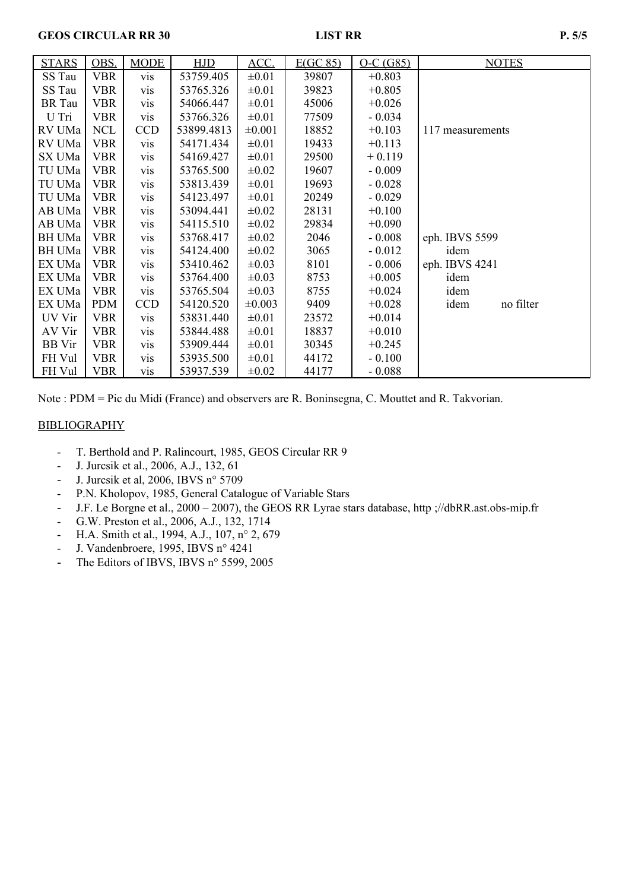| STARS | OBS. | MODE | HJD | ACC. | E(GC 85) | O-C (G85) | NOTES |
|---|---|---|---|---|---|---|---|
| SS Tau | VBR | vis | 53759.405 | ±0.01 | 39807 | +0.803 | |
| SS Tau | VBR | vis | 53765.326 | ±0.01 | 39823 | +0.805 | |
| BR Tau | VBR | vis | 54066.447 | ±0.01 | 45006 | +0.026 | |
| U Tri | VBR | vis | 53766.326 | ±0.01 | 77509 | - 0.034 | |
| RV UMa | NCL | CCD | 53899.4813 | ±0.001 | 18852 | +0.103 | 117 measurements |
| RV UMa | VBR | vis | 54171.434 | ±0.01 | 19433 | +0.113 | |
| SX UMa | VBR | vis | 54169.427 | ±0.01 | 29500 | + 0.119 | |
| TU UMa | VBR | vis | 53765.500 | ±0.02 | 19607 | - 0.009 | |
| TU UMa | VBR | vis | 53813.439 | ±0.01 | 19693 | - 0.028 | |
| TU UMa | VBR | vis | 54123.497 | ±0.01 | 20249 | - 0.029 | |
| AB UMa | VBR | vis | 53094.441 | ±0.02 | 28131 | +0.100 | |
| AB UMa | VBR | vis | 54115.510 | ±0.02 | 29834 | +0.090 | |
| BH UMa | VBR | vis | 53768.417 | ±0.02 | 2046 | - 0.008 | eph. IBVS 5599 |
| BH UMa | VBR | vis | 54124.400 | ±0.02 | 3065 | - 0.012 | idem |
| EX UMa | VBR | vis | 53410.462 | ±0.03 | 8101 | - 0.006 | eph. IBVS 4241 |
| EX UMa | VBR | vis | 53764.400 | ±0.03 | 8753 | +0.005 | idem |
| EX UMa | VBR | vis | 53765.504 | ±0.03 | 8755 | +0.024 | idem |
| EX UMa | PDM | CCD | 54120.520 | ±0.003 | 9409 | +0.028 | idem no filter |
| UV Vir | VBR | vis | 53831.440 | ±0.01 | 23572 | +0.014 | |
| AV Vir | VBR | vis | 53844.488 | ±0.01 | 18837 | +0.010 | |
| BB Vir | VBR | vis | 53909.444 | ±0.01 | 30345 | +0.245 | |
| FH Vul | VBR | vis | 53935.500 | ±0.01 | 44172 | - 0.100 | |
| FH Vul | VBR | vis | 53937.539 | ±0.02 | 44177 | - 0.088 | |

Note : PDM = Pic du Midi (France) and observers are R. Boninsegna, C. Mouttet and R. Takvorian.

## BIBLIOGRAPHY

- T. Berthold and P. Ralincourt, 1985, GEOS Circular RR 9
- J. Jurcsik et al., 2006, A.J., 132, 61
- J. Jurcsik et al, 2006, IBVS n° 5709
- P.N. Kholopov, 1985, General Catalogue of Variable Stars
- J.F. Le Borgne et al., 2000 – 2007), the GEOS RR Lyrae stars database, http ;//dbRR.ast.obs-mip.fr
- G.W. Preston et al., 2006, A.J., 132, 1714
- H.A. Smith et al., 1994, A.J., 107, n° 2, 679
- J. Vandenbroere, 1995, IBVS n° 4241
- The Editors of IBVS, IBVS n° 5599, 2005